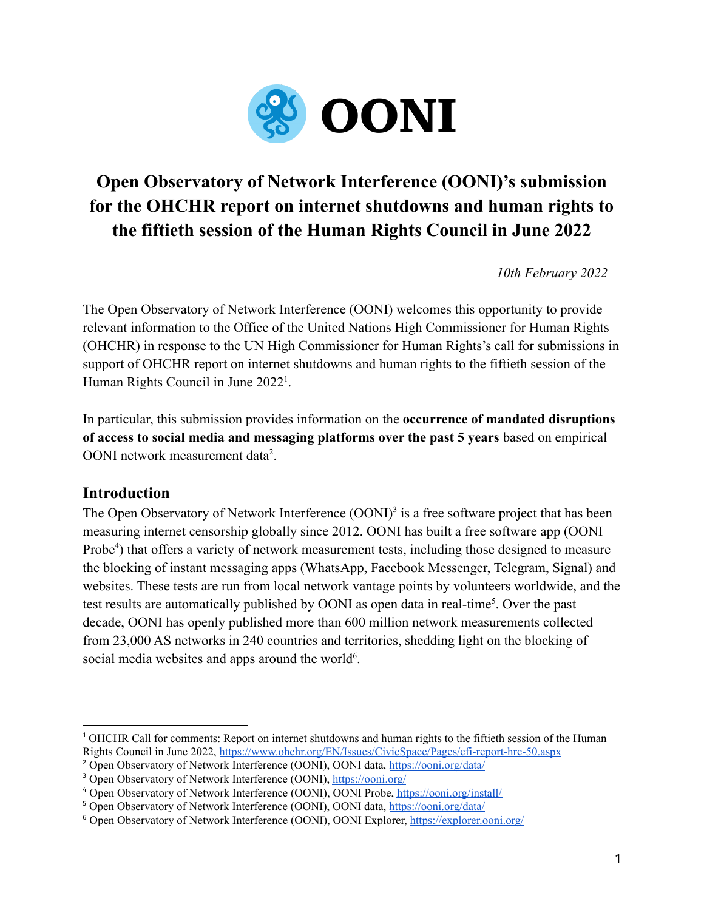OONI

# Open Observatory of Network Interference (OONI)'s submission for the OHCHR report on internet shutdowns and human rights to the fiftieth session of the Human Rights Council in June 2022

*10th February 2022*

The Open Observatory of Network Interference (OONI) welcomes this opportunity to provide relevant information to the Office of the United Nations High Commissioner for Human Rights (OHCHR) in response to the UN High Commissioner for Human Rights's call for submissions in support of OHCHR report on internet shutdowns and human rights to the fiftieth session of the Human Rights Council in June 2022[1].

In particular, this submission provides information on the **occurrence of mandated disruptions of access to social media and messaging platforms over the past 5 years** based on empirical OONI network measurement data[2].

## Introduction

The Open Observatory of Network Interference (OONI)[3] is a free software project that has been measuring internet censorship globally since 2012. OONI has built a free software app (OONI Probe[4]) that offers a variety of network measurement tests, including those designed to measure the blocking of instant messaging apps (WhatsApp, Facebook Messenger, Telegram, Signal) and websites. These tests are run from local network vantage points by volunteers worldwide, and the test results are automatically published by OONI as open data in real-time[5]. Over the past decade, OONI has openly published more than 600 million network measurements collected from 23,000 AS networks in 240 countries and territories, shedding light on the blocking of social media websites and apps around the world[6].

---

[1] OHCHR Call for comments: Report on internet shutdowns and human rights to the fiftieth session of the Human Rights Council in June 2022, https://www.ohchr.org/EN/Issues/CivicSpace/Pages/cfi-report-hrc-50.aspx

[2] Open Observatory of Network Interference (OONI), OONI data, https://ooni.org/data/

[3] Open Observatory of Network Interference (OONI), https://ooni.org/

[4] Open Observatory of Network Interference (OONI), OONI Probe, https://ooni.org/install/

[5] Open Observatory of Network Interference (OONI), OONI data, https://ooni.org/data/

[6] Open Observatory of Network Interference (OONI), OONI Explorer, https://explorer.ooni.org/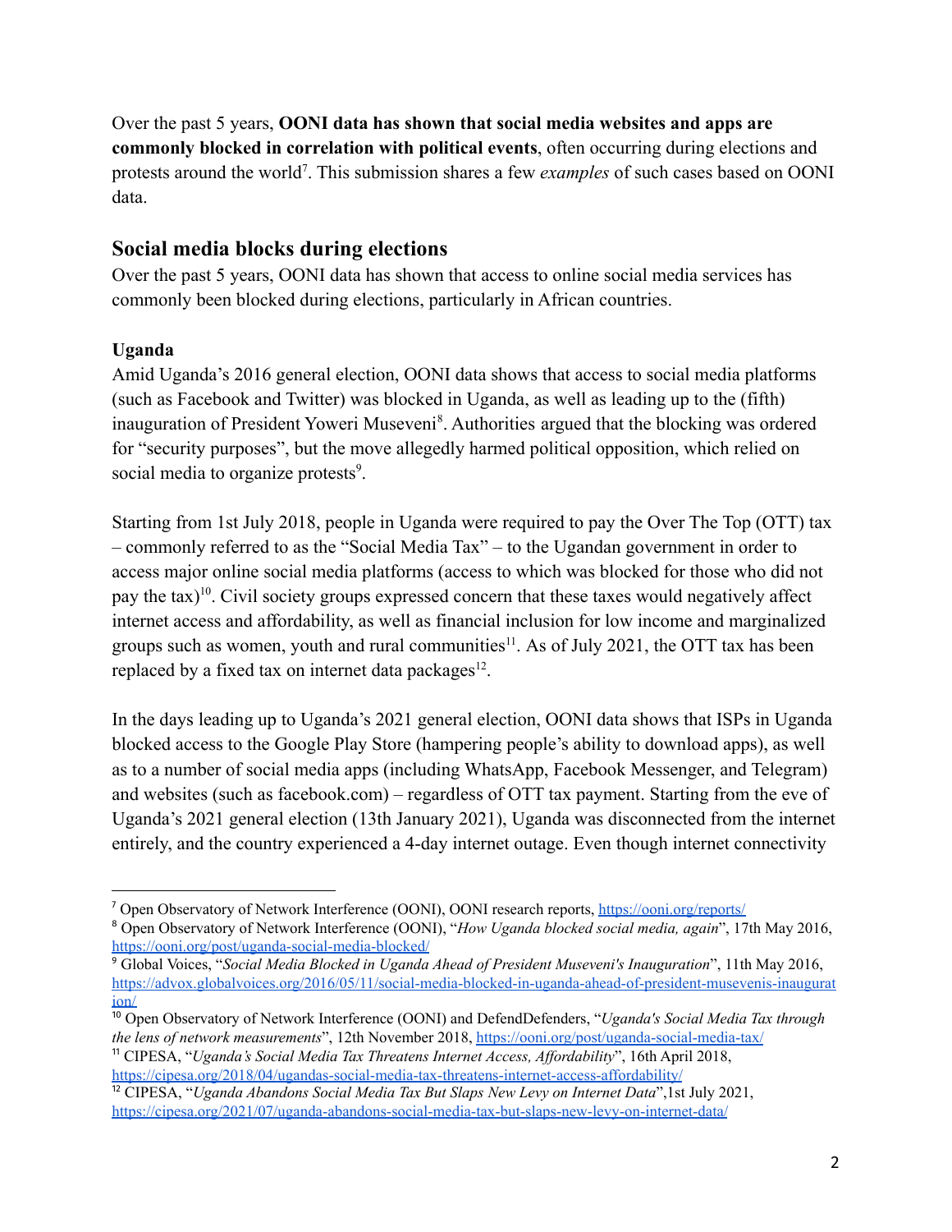Over the past 5 years, **OONI data has shown that social media websites and apps are commonly blocked in correlation with political events**, often occurring during elections and protests around the world[7]. This submission shares a few *examples* of such cases based on OONI data.

## Social media blocks during elections

Over the past 5 years, OONI data has shown that access to online social media services has commonly been blocked during elections, particularly in African countries.

### Uganda

Amid Uganda's 2016 general election, OONI data shows that access to social media platforms (such as Facebook and Twitter) was blocked in Uganda, as well as leading up to the (fifth) inauguration of President Yoweri Museveni[8]. Authorities argued that the blocking was ordered for "security purposes", but the move allegedly harmed political opposition, which relied on social media to organize protests[9].

Starting from 1st July 2018, people in Uganda were required to pay the Over The Top (OTT) tax – commonly referred to as the "Social Media Tax" – to the Ugandan government in order to access major online social media platforms (access to which was blocked for those who did not pay the tax)[10]. Civil society groups expressed concern that these taxes would negatively affect internet access and affordability, as well as financial inclusion for low income and marginalized groups such as women, youth and rural communities[11]. As of July 2021, the OTT tax has been replaced by a fixed tax on internet data packages[12].

In the days leading up to Uganda's 2021 general election, OONI data shows that ISPs in Uganda blocked access to the Google Play Store (hampering people's ability to download apps), as well as to a number of social media apps (including WhatsApp, Facebook Messenger, and Telegram) and websites (such as facebook.com) – regardless of OTT tax payment. Starting from the eve of Uganda's 2021 general election (13th January 2021), Uganda was disconnected from the internet entirely, and the country experienced a 4-day internet outage. Even though internet connectivity

---

[7] Open Observatory of Network Interference (OONI), OONI research reports, https://ooni.org/reports/

[8] Open Observatory of Network Interference (OONI), "*How Uganda blocked social media, again*", 17th May 2016, https://ooni.org/post/uganda-social-media-blocked/

[9] Global Voices, "*Social Media Blocked in Uganda Ahead of President Museveni's Inauguration*", 11th May 2016, https://advox.globalvoices.org/2016/05/11/social-media-blocked-in-uganda-ahead-of-president-musevenis-inauguration/

[10] Open Observatory of Network Interference (OONI) and DefendDefenders, "*Uganda's Social Media Tax through the lens of network measurements*", 12th November 2018, https://ooni.org/post/uganda-social-media-tax/

[11] CIPESA, "*Uganda's Social Media Tax Threatens Internet Access, Affordability*", 16th April 2018, https://cipesa.org/2018/04/ugandas-social-media-tax-threatens-internet-access-affordability/

[12] CIPESA, "*Uganda Abandons Social Media Tax But Slaps New Levy on Internet Data*",1st July 2021, https://cipesa.org/2021/07/uganda-abandons-social-media-tax-but-slaps-new-levy-on-internet-data/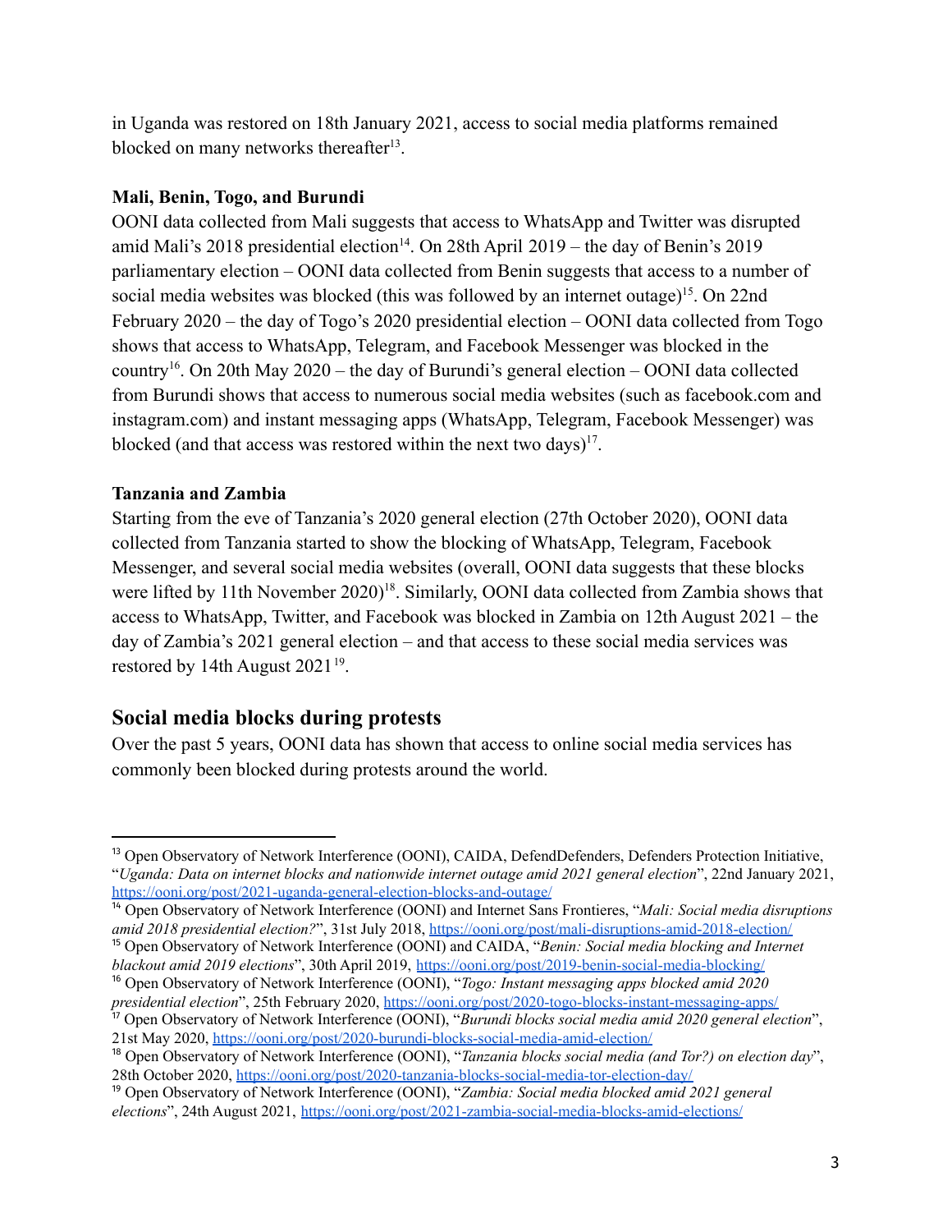in Uganda was restored on 18th January 2021, access to social media platforms remained blocked on many networks thereafter[13].

### Mali, Benin, Togo, and Burundi

OONI data collected from Mali suggests that access to WhatsApp and Twitter was disrupted amid Mali's 2018 presidential election[14]. On 28th April 2019 – the day of Benin's 2019 parliamentary election – OONI data collected from Benin suggests that access to a number of social media websites was blocked (this was followed by an internet outage)[15]. On 22nd February 2020 – the day of Togo's 2020 presidential election – OONI data collected from Togo shows that access to WhatsApp, Telegram, and Facebook Messenger was blocked in the country[16]. On 20th May 2020 – the day of Burundi's general election – OONI data collected from Burundi shows that access to numerous social media websites (such as facebook.com and instagram.com) and instant messaging apps (WhatsApp, Telegram, Facebook Messenger) was blocked (and that access was restored within the next two days)[17].

### Tanzania and Zambia

Starting from the eve of Tanzania's 2020 general election (27th October 2020), OONI data collected from Tanzania started to show the blocking of WhatsApp, Telegram, Facebook Messenger, and several social media websites (overall, OONI data suggests that these blocks were lifted by 11th November 2020)[18]. Similarly, OONI data collected from Zambia shows that access to WhatsApp, Twitter, and Facebook was blocked in Zambia on 12th August 2021 – the day of Zambia's 2021 general election – and that access to these social media services was restored by 14th August 2021[19].

## Social media blocks during protests

Over the past 5 years, OONI data has shown that access to online social media services has commonly been blocked during protests around the world.

---

[13] Open Observatory of Network Interference (OONI), CAIDA, DefendDefenders, Defenders Protection Initiative, "*Uganda: Data on internet blocks and nationwide internet outage amid 2021 general election*", 22nd January 2021, https://ooni.org/post/2021-uganda-general-election-blocks-and-outage/

[14] Open Observatory of Network Interference (OONI) and Internet Sans Frontieres, "*Mali: Social media disruptions amid 2018 presidential election?*", 31st July 2018, https://ooni.org/post/mali-disruptions-amid-2018-election/

[15] Open Observatory of Network Interference (OONI) and CAIDA, "*Benin: Social media blocking and Internet blackout amid 2019 elections*", 30th April 2019, https://ooni.org/post/2019-benin-social-media-blocking/

[16] Open Observatory of Network Interference (OONI), "*Togo: Instant messaging apps blocked amid 2020 presidential election*", 25th February 2020, https://ooni.org/post/2020-togo-blocks-instant-messaging-apps/

[17] Open Observatory of Network Interference (OONI), "*Burundi blocks social media amid 2020 general election*", 21st May 2020, https://ooni.org/post/2020-burundi-blocks-social-media-amid-election/

[18] Open Observatory of Network Interference (OONI), "*Tanzania blocks social media (and Tor?) on election day*", 28th October 2020, https://ooni.org/post/2020-tanzania-blocks-social-media-tor-election-day/

[19] Open Observatory of Network Interference (OONI), "*Zambia: Social media blocked amid 2021 general elections*", 24th August 2021, https://ooni.org/post/2021-zambia-social-media-blocks-amid-elections/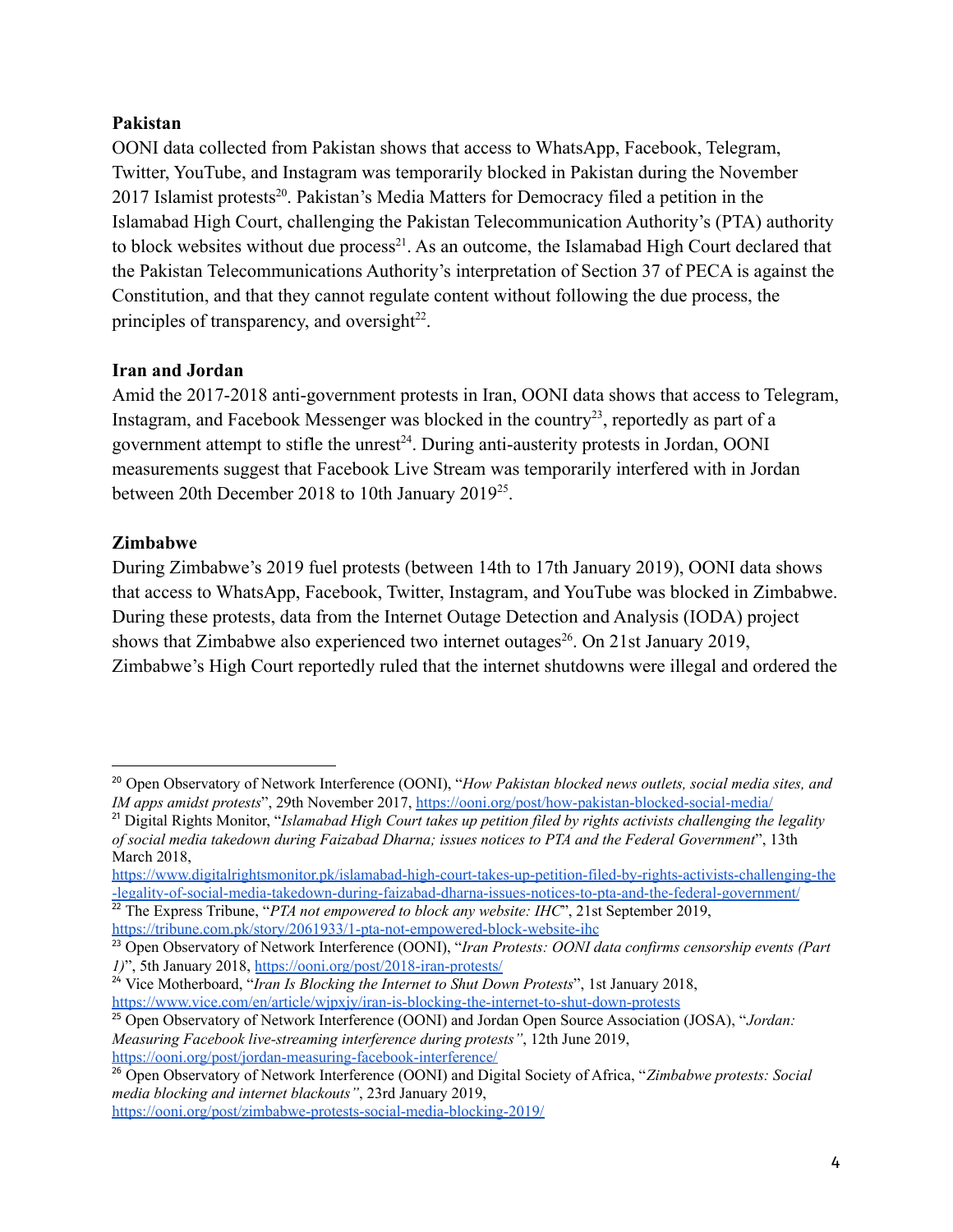### Pakistan

OONI data collected from Pakistan shows that access to WhatsApp, Facebook, Telegram, Twitter, YouTube, and Instagram was temporarily blocked in Pakistan during the November 2017 Islamist protests[20]. Pakistan's Media Matters for Democracy filed a petition in the Islamabad High Court, challenging the Pakistan Telecommunication Authority's (PTA) authority to block websites without due process[21]. As an outcome, the Islamabad High Court declared that the Pakistan Telecommunications Authority's interpretation of Section 37 of PECA is against the Constitution, and that they cannot regulate content without following the due process, the principles of transparency, and oversight[22].

### Iran and Jordan

Amid the 2017-2018 anti-government protests in Iran, OONI data shows that access to Telegram, Instagram, and Facebook Messenger was blocked in the country[23], reportedly as part of a government attempt to stifle the unrest[24]. During anti-austerity protests in Jordan, OONI measurements suggest that Facebook Live Stream was temporarily interfered with in Jordan between 20th December 2018 to 10th January 2019[25].

### Zimbabwe

During Zimbabwe's 2019 fuel protests (between 14th to 17th January 2019), OONI data shows that access to WhatsApp, Facebook, Twitter, Instagram, and YouTube was blocked in Zimbabwe. During these protests, data from the Internet Outage Detection and Analysis (IODA) project shows that Zimbabwe also experienced two internet outages[26]. On 21st January 2019, Zimbabwe's High Court reportedly ruled that the internet shutdowns were illegal and ordered the

---

[20] Open Observatory of Network Interference (OONI), "*How Pakistan blocked news outlets, social media sites, and IM apps amidst protests*", 29th November 2017, https://ooni.org/post/how-pakistan-blocked-social-media/

[21] Digital Rights Monitor, "*Islamabad High Court takes up petition filed by rights activists challenging the legality of social media takedown during Faizabad Dharna; issues notices to PTA and the Federal Government*", 13th March 2018, https://www.digitalrightsmonitor.pk/islamabad-high-court-takes-up-petition-filed-by-rights-activists-challenging-the-legality-of-social-media-takedown-during-faizabad-dharna-issues-notices-to-pta-and-the-federal-government/

[22] The Express Tribune, "*PTA not empowered to block any website: IHC*", 21st September 2019, https://tribune.com.pk/story/2061933/1-pta-not-empowered-block-website-ihc

[23] Open Observatory of Network Interference (OONI), "*Iran Protests: OONI data confirms censorship events (Part 1)*", 5th January 2018, https://ooni.org/post/2018-iran-protests/

[24] Vice Motherboard, "*Iran Is Blocking the Internet to Shut Down Protests*", 1st January 2018, https://www.vice.com/en/article/wjpxjy/iran-is-blocking-the-internet-to-shut-down-protests

[25] Open Observatory of Network Interference (OONI) and Jordan Open Source Association (JOSA), "*Jordan: Measuring Facebook live-streaming interference during protests*", 12th June 2019, https://ooni.org/post/jordan-measuring-facebook-interference/

[26] Open Observatory of Network Interference (OONI) and Digital Society of Africa, "*Zimbabwe protests: Social media blocking and internet blackouts*", 23rd January 2019, https://ooni.org/post/zimbabwe-protests-social-media-blocking-2019/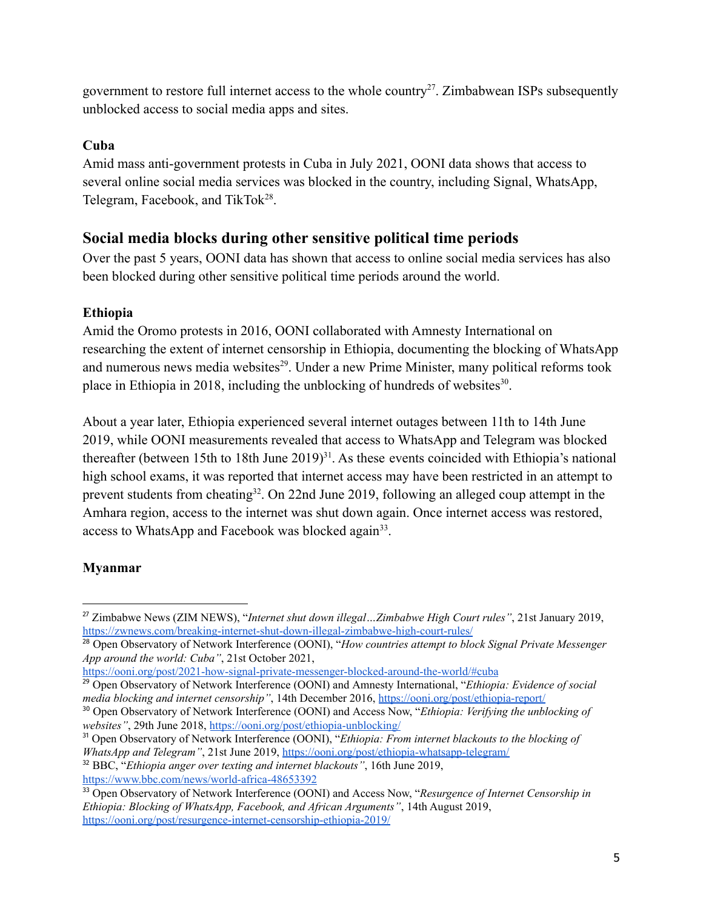government to restore full internet access to the whole country[27]. Zimbabwean ISPs subsequently unblocked access to social media apps and sites.

**Cuba**

Amid mass anti-government protests in Cuba in July 2021, OONI data shows that access to several online social media services was blocked in the country, including Signal, WhatsApp, Telegram, Facebook, and TikTok[28].

## Social media blocks during other sensitive political time periods

Over the past 5 years, OONI data has shown that access to online social media services has also been blocked during other sensitive political time periods around the world.

**Ethiopia**

Amid the Oromo protests in 2016, OONI collaborated with Amnesty International on researching the extent of internet censorship in Ethiopia, documenting the blocking of WhatsApp and numerous news media websites[29]. Under a new Prime Minister, many political reforms took place in Ethiopia in 2018, including the unblocking of hundreds of websites[30].

About a year later, Ethiopia experienced several internet outages between 11th to 14th June 2019, while OONI measurements revealed that access to WhatsApp and Telegram was blocked thereafter (between 15th to 18th June 2019)[31]. As these events coincided with Ethiopia's national high school exams, it was reported that internet access may have been restricted in an attempt to prevent students from cheating[32]. On 22nd June 2019, following an alleged coup attempt in the Amhara region, access to the internet was shut down again. Once internet access was restored, access to WhatsApp and Facebook was blocked again[33].

**Myanmar**

---

[27] Zimbabwe News (ZIM NEWS), "*Internet shut down illegal…Zimbabwe High Court rules*", 21st January 2019, https://zwnews.com/breaking-internet-shut-down-illegal-zimbabwe-high-court-rules/

[28] Open Observatory of Network Interference (OONI), "*How countries attempt to block Signal Private Messenger App around the world: Cuba*", 21st October 2021, https://ooni.org/post/2021-how-signal-private-messenger-blocked-around-the-world/#cuba

[29] Open Observatory of Network Interference (OONI) and Amnesty International, "*Ethiopia: Evidence of social media blocking and internet censorship*", 14th December 2016, https://ooni.org/post/ethiopia-report/

[30] Open Observatory of Network Interference (OONI) and Access Now, "*Ethiopia: Verifying the unblocking of websites*", 29th June 2018, https://ooni.org/post/ethiopia-unblocking/

[31] Open Observatory of Network Interference (OONI), "*Ethiopia: From internet blackouts to the blocking of WhatsApp and Telegram*", 21st June 2019, https://ooni.org/post/ethiopia-whatsapp-telegram/

[32] BBC, "*Ethiopia anger over texting and internet blackouts*", 16th June 2019, https://www.bbc.com/news/world-africa-48653392

[33] Open Observatory of Network Interference (OONI) and Access Now, "*Resurgence of Internet Censorship in Ethiopia: Blocking of WhatsApp, Facebook, and African Arguments*", 14th August 2019, https://ooni.org/post/resurgence-internet-censorship-ethiopia-2019/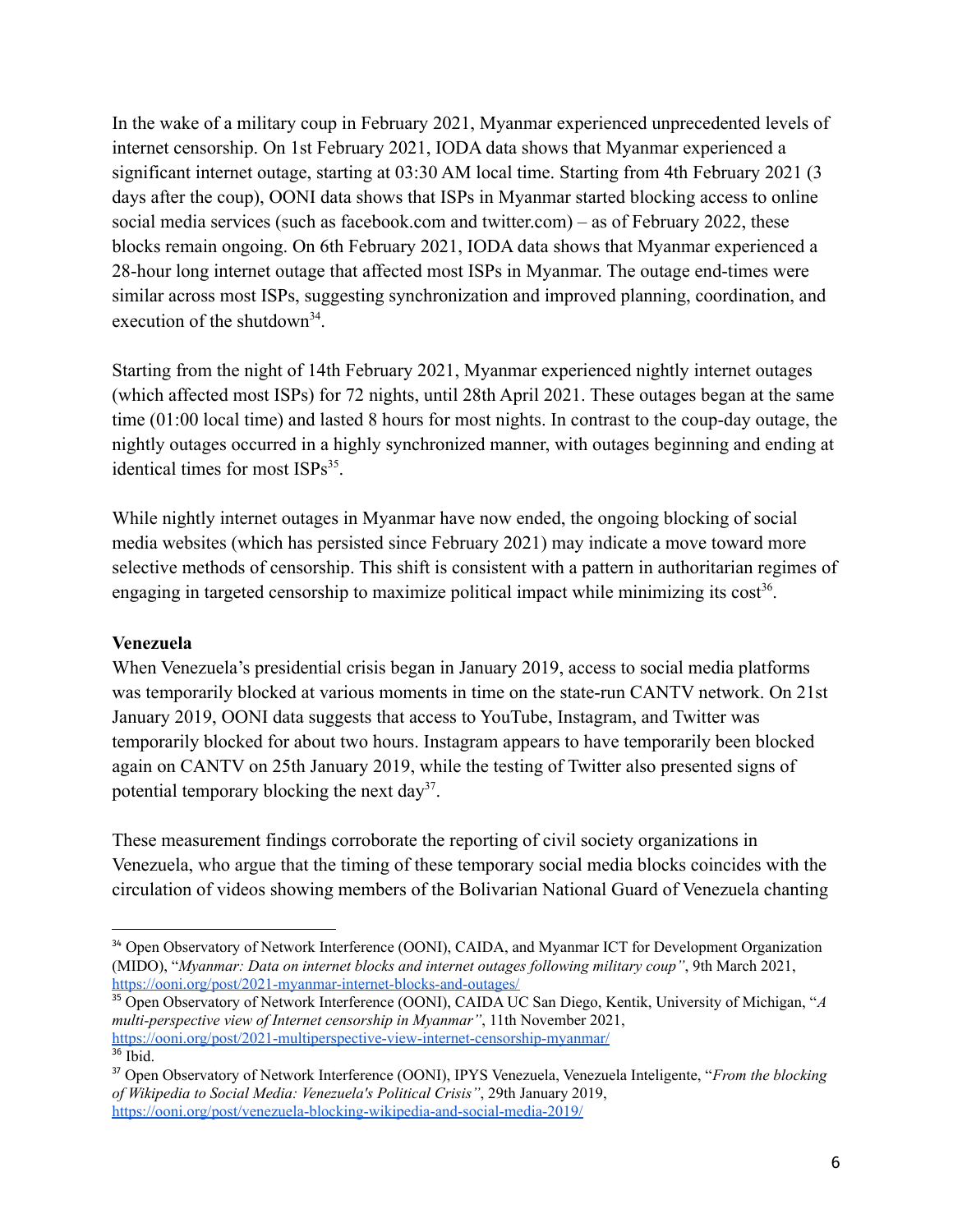In the wake of a military coup in February 2021, Myanmar experienced unprecedented levels of internet censorship. On 1st February 2021, IODA data shows that Myanmar experienced a significant internet outage, starting at 03:30 AM local time. Starting from 4th February 2021 (3 days after the coup), OONI data shows that ISPs in Myanmar started blocking access to online social media services (such as facebook.com and twitter.com) – as of February 2022, these blocks remain ongoing. On 6th February 2021, IODA data shows that Myanmar experienced a 28-hour long internet outage that affected most ISPs in Myanmar. The outage end-times were similar across most ISPs, suggesting synchronization and improved planning, coordination, and execution of the shutdown[34].

Starting from the night of 14th February 2021, Myanmar experienced nightly internet outages (which affected most ISPs) for 72 nights, until 28th April 2021. These outages began at the same time (01:00 local time) and lasted 8 hours for most nights. In contrast to the coup-day outage, the nightly outages occurred in a highly synchronized manner, with outages beginning and ending at identical times for most ISPs[35].

While nightly internet outages in Myanmar have now ended, the ongoing blocking of social media websites (which has persisted since February 2021) may indicate a move toward more selective methods of censorship. This shift is consistent with a pattern in authoritarian regimes of engaging in targeted censorship to maximize political impact while minimizing its cost[36].

**Venezuela**

When Venezuela's presidential crisis began in January 2019, access to social media platforms was temporarily blocked at various moments in time on the state-run CANTV network. On 21st January 2019, OONI data suggests that access to YouTube, Instagram, and Twitter was temporarily blocked for about two hours. Instagram appears to have temporarily been blocked again on CANTV on 25th January 2019, while the testing of Twitter also presented signs of potential temporary blocking the next day[37].

These measurement findings corroborate the reporting of civil society organizations in Venezuela, who argue that the timing of these temporary social media blocks coincides with the circulation of videos showing members of the Bolivarian National Guard of Venezuela chanting

---

[34] Open Observatory of Network Interference (OONI), CAIDA, and Myanmar ICT for Development Organization (MIDO), "*Myanmar: Data on internet blocks and internet outages following military coup"*, 9th March 2021, https://ooni.org/post/2021-myanmar-internet-blocks-and-outages/

[35] Open Observatory of Network Interference (OONI), CAIDA UC San Diego, Kentik, University of Michigan, "*A multi-perspective view of Internet censorship in Myanmar"*, 11th November 2021, https://ooni.org/post/2021-multiperspective-view-internet-censorship-myanmar/

[36] Ibid.

[37] Open Observatory of Network Interference (OONI), IPYS Venezuela, Venezuela Inteligente, "*From the blocking of Wikipedia to Social Media: Venezuela's Political Crisis"*, 29th January 2019, https://ooni.org/post/venezuela-blocking-wikipedia-and-social-media-2019/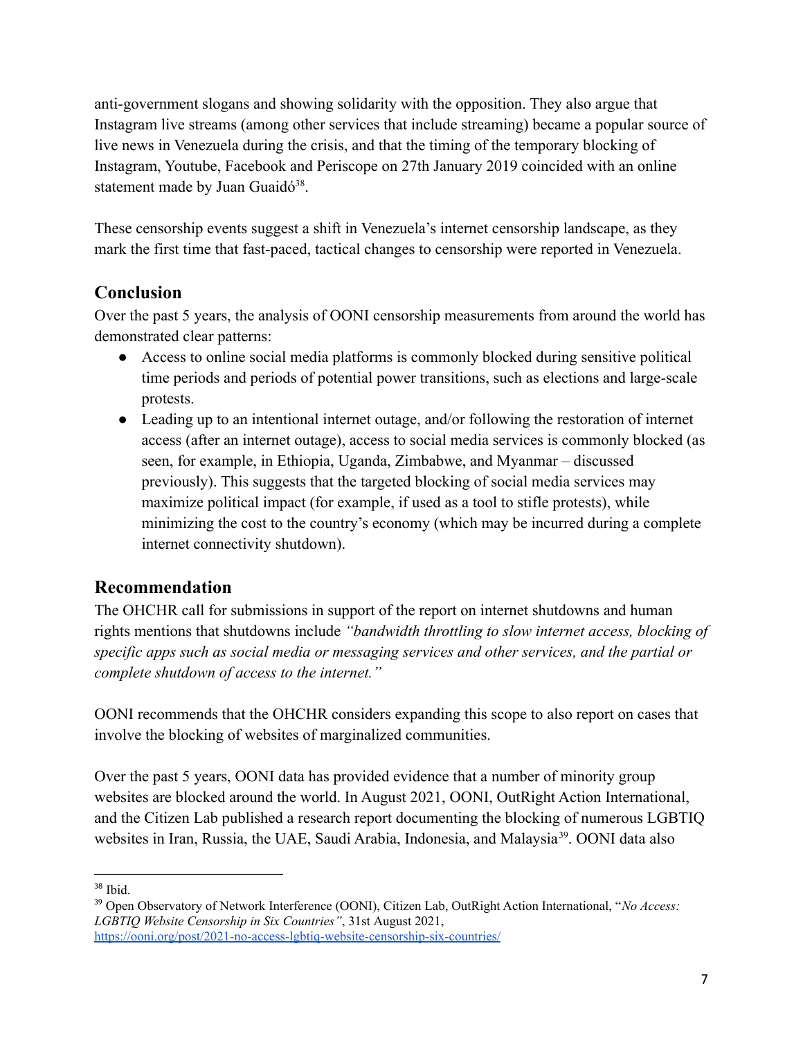anti-government slogans and showing solidarity with the opposition. They also argue that Instagram live streams (among other services that include streaming) became a popular source of live news in Venezuela during the crisis, and that the timing of the temporary blocking of Instagram, Youtube, Facebook and Periscope on 27th January 2019 coincided with an online statement made by Juan Guaidó[38].

These censorship events suggest a shift in Venezuela's internet censorship landscape, as they mark the first time that fast-paced, tactical changes to censorship were reported in Venezuela.

## Conclusion

Over the past 5 years, the analysis of OONI censorship measurements from around the world has demonstrated clear patterns:

- Access to online social media platforms is commonly blocked during sensitive political time periods and periods of potential power transitions, such as elections and large-scale protests.
- Leading up to an intentional internet outage, and/or following the restoration of internet access (after an internet outage), access to social media services is commonly blocked (as seen, for example, in Ethiopia, Uganda, Zimbabwe, and Myanmar – discussed previously). This suggests that the targeted blocking of social media services may maximize political impact (for example, if used as a tool to stifle protests), while minimizing the cost to the country's economy (which may be incurred during a complete internet connectivity shutdown).

## Recommendation

The OHCHR call for submissions in support of the report on internet shutdowns and human rights mentions that shutdowns include *"bandwidth throttling to slow internet access, blocking of specific apps such as social media or messaging services and other services, and the partial or complete shutdown of access to the internet."*

OONI recommends that the OHCHR considers expanding this scope to also report on cases that involve the blocking of websites of marginalized communities.

Over the past 5 years, OONI data has provided evidence that a number of minority group websites are blocked around the world. In August 2021, OONI, OutRight Action International, and the Citizen Lab published a research report documenting the blocking of numerous LGBTIQ websites in Iran, Russia, the UAE, Saudi Arabia, Indonesia, and Malaysia[39]. OONI data also

---

[38] Ibid.

[39] Open Observatory of Network Interference (OONI), Citizen Lab, OutRight Action International, "*No Access: LGBTIQ Website Censorship in Six Countries"*, 31st August 2021, https://ooni.org/post/2021-no-access-lgbtiq-website-censorship-six-countries/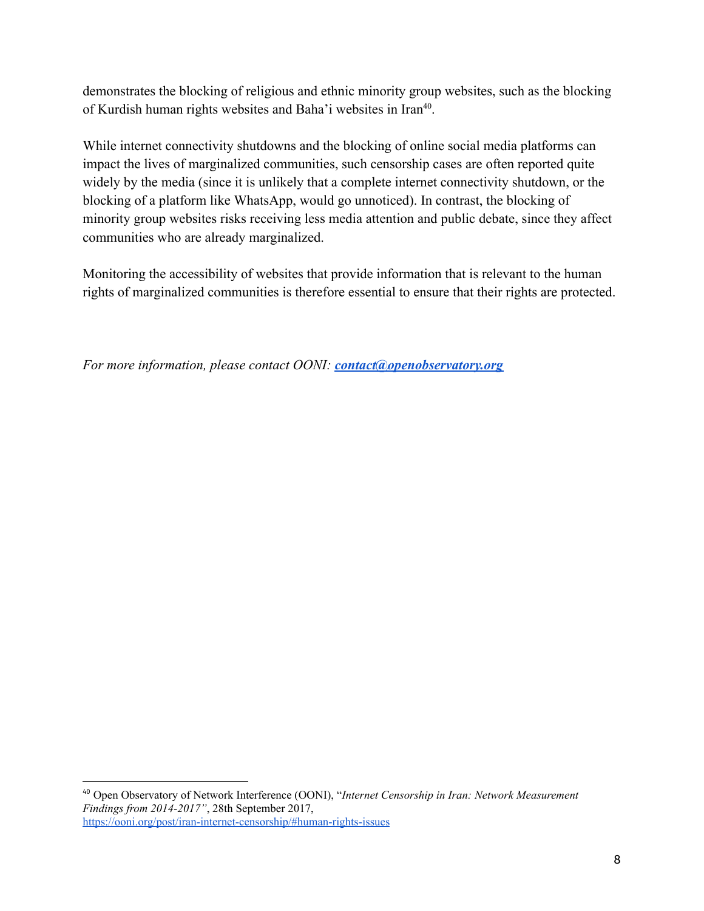demonstrates the blocking of religious and ethnic minority group websites, such as the blocking of Kurdish human rights websites and Baha'i websites in Iran[40].

While internet connectivity shutdowns and the blocking of online social media platforms can impact the lives of marginalized communities, such censorship cases are often reported quite widely by the media (since it is unlikely that a complete internet connectivity shutdown, or the blocking of a platform like WhatsApp, would go unnoticed). In contrast, the blocking of minority group websites risks receiving less media attention and public debate, since they affect communities who are already marginalized.

Monitoring the accessibility of websites that provide information that is relevant to the human rights of marginalized communities is therefore essential to ensure that their rights are protected.

*For more information, please contact OONI:* [***contact@openobservatory.org***](mailto:contact@openobservatory.org)

---

[40] Open Observatory of Network Interference (OONI), "*Internet Censorship in Iran: Network Measurement Findings from 2014-2017"*, 28th September 2017, https://ooni.org/post/iran-internet-censorship/#human-rights-issues